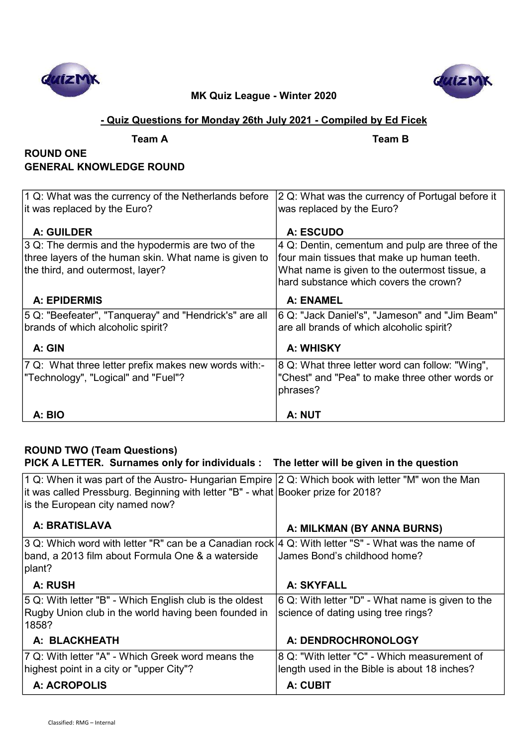**MK Quiz League - Winter 2020**

**- Quiz Questions for Monday 26th July 2021 - Compiled by Ed Ficek**

**Team A** **Team B**

## ROUND ONE
## GENERAL KNOWLEDGE ROUND

| Team A | Team B |
|---|---|
| 1 Q: What was the currency of the Netherlands before it was replaced by the Euro?<br><br>**A: GUILDER** | 2 Q: What was the currency of Portugal before it was replaced by the Euro?<br><br>**A: ESCUDO** |
| 3 Q: The dermis and the hypodermis are two of the three layers of the human skin. What name is given to the third, and outermost, layer?<br><br>**A: EPIDERMIS** | 4 Q: Dentin, cementum and pulp are three of the four main tissues that make up human teeth. What name is given to the outermost tissue, a hard substance which covers the crown?<br><br>**A: ENAMEL** |
| 5 Q: "Beefeater", "Tanqueray" and "Hendrick's" are all brands of which alcoholic spirit?<br><br>**A: GIN** | 6 Q: "Jack Daniel's", "Jameson" and "Jim Beam" are all brands of which alcoholic spirit?<br><br>**A: WHISKY** |
| 7 Q: What three letter prefix makes new words with:- "Technology", "Logical" and "Fuel"?<br><br>**A: BIO** | 8 Q: What three letter word can follow: "Wing", "Chest" and "Pea" to make three other words or phrases?<br><br>**A: NUT** |

## ROUND TWO (Team Questions)
**PICK A LETTER. Surnames only for individuals : The letter will be given in the question**

| Team A | Team B |
|---|---|
| 1 Q: When it was part of the Austro- Hungarian Empire it was called Pressburg. Beginning with letter "B" - what is the European city named now?<br><br>**A: BRATISLAVA** | 2 Q: Which book with letter "M" won the Man Booker prize for 2018?<br><br>**A: MILKMAN (BY ANNA BURNS)** |
| 3 Q: Which word with letter "R" can be a Canadian rock band, a 2013 film about Formula One & a waterside plant?<br><br>**A: RUSH** | 4 Q: With letter "S" - What was the name of James Bond's childhood home?<br><br>**A: SKYFALL** |
| 5 Q: With letter "B" - Which English club is the oldest Rugby Union club in the world having been founded in 1858?<br><br>**A: BLACKHEATH** | 6 Q: With letter "D" - What name is given to the science of dating using tree rings?<br><br>**A: DENDROCHRONOLOGY** |
| 7 Q: With letter "A" - Which Greek word means the highest point in a city or "upper City"?<br><br>**A: ACROPOLIS** | 8 Q: "With letter "C" - Which measurement of length used in the Bible is about 18 inches?<br><br>**A: CUBIT** |

Classified: RMG – Internal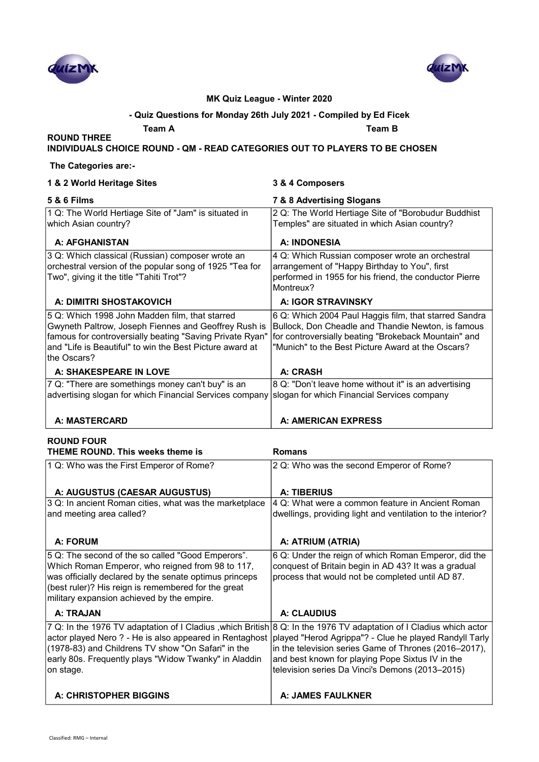**MK Quiz League - Winter 2020**

**- Quiz Questions for Monday 26th July 2021 - Compiled by Ed Ficek**

**Team A** **Team B**

## ROUND THREE

**INDIVIDUALS CHOICE ROUND - QM - READ CATEGORIES OUT TO PLAYERS TO BE CHOSEN**

**The Categories are:-**

| **1 & 2 World Heritage Sites** | **3 & 4 Composers** |
|---|---|
| **5 & 6 Films** | **7 & 8 Advertising Slogans** |
| 1 Q: The World Hertiage Site of "Jam" is situated in which Asian country?<br><br>**A: AFGHANISTAN** | 2 Q: The World Hertiage Site of "Borobudur Buddhist Temples" are situated in which Asian country?<br><br>**A: INDONESIA** |
| 3 Q: Which classical (Russian) composer wrote an orchestral version of the popular song of 1925 "Tea for Two", giving it the title "Tahiti Trot"?<br><br>**A: DIMITRI SHOSTAKOVICH** | 4 Q: Which Russian composer wrote an orchestral arrangement of "Happy Birthday to You", first performed in 1955 for his friend, the conductor Pierre Montreux?<br><br>**A: IGOR STRAVINSKY** |
| 5 Q: Which 1998 John Madden film, that starred Gwyneth Paltrow, Joseph Fiennes and Geoffrey Rush is famous for controversially beating "Saving Private Ryan" and "Life is Beautiful" to win the Best Picture award at the Oscars?<br><br>**A: SHAKESPEARE IN LOVE** | 6 Q: Which 2004 Paul Haggis film, that starred Sandra Bullock, Don Cheadle and Thandie Newton, is famous for controversially beating "Brokeback Mountain" and "Munich" to the Best Picture Award at the Oscars?<br><br>**A: CRASH** |
| 7 Q: "There are somethings money can't buy" is an advertising slogan for which Financial Services company<br><br>**A: MASTERCARD** | 8 Q: "Don't leave home without it" is an advertising slogan for which Financial Services company<br><br>**A: AMERICAN EXPRESS** |

## ROUND FOUR

**THEME ROUND. This weeks theme is** **Romans**

| | |
|---|---|
| 1 Q: Who was the First Emperor of Rome?<br><br>**A: AUGUSTUS (CAESAR AUGUSTUS)** | 2 Q: Who was the second Emperor of Rome?<br><br>**A: TIBERIUS** |
| 3 Q: In ancient Roman cities, what was the marketplace and meeting area called?<br><br>**A: FORUM** | 4 Q: What were a common feature in Ancient Roman dwellings, providing light and ventilation to the interior?<br><br>**A: ATRIUM (ATRIA)** |
| 5 Q: The second of the so called "Good Emperors". Which Roman Emperor, who reigned from 98 to 117, was officially declared by the senate optimus princeps (best ruler)? His reign is remembered for the great military expansion achieved by the empire.<br><br>**A: TRAJAN** | 6 Q: Under the reign of which Roman Emperor, did the conquest of Britain begin in AD 43? It was a gradual process that would not be completed until AD 87.<br><br>**A: CLAUDIUS** |
| 7 Q: In the 1976 TV adaptation of I Cladius ,which British actor played Nero ? - He is also appeared in Rentaghost (1978-83) and Childrens TV show "On Safari" in the early 80s. Frequently plays "Widow Twanky" in Aladdin on stage.<br><br>**A: CHRISTOPHER BIGGINS** | 8 Q: In the 1976 TV adaptation of I Cladius which actor played "Herod Agrippa"? - Clue he played Randyll Tarly in the television series Game of Thrones (2016–2017), and best known for playing Pope Sixtus IV in the television series Da Vinci's Demons (2013–2015)<br><br>**A: JAMES FAULKNER** |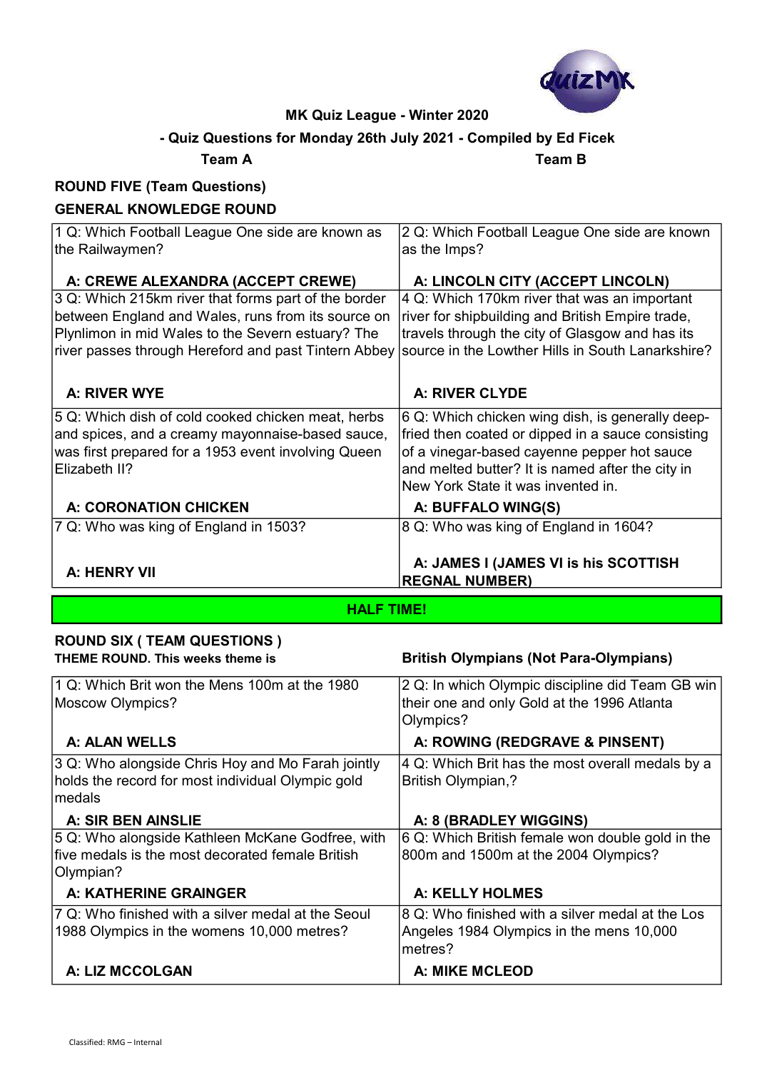**MK Quiz League - Winter 2020**

**- Quiz Questions for Monday 26th July 2021 - Compiled by Ed Ficek**

**Team A** | **Team B**

## ROUND FIVE (Team Questions)

### GENERAL KNOWLEDGE ROUND

| Team A | Team B |
|---|---|
| 1 Q: Which Football League One side are known as the Railwaymen? **A: CREWE ALEXANDRA (ACCEPT CREWE)** | 2 Q: Which Football League One side are known as the Imps? **A: LINCOLN CITY (ACCEPT LINCOLN)** |
| 3 Q: Which 215km river that forms part of the border between England and Wales, runs from its source on Plynlimon in mid Wales to the Severn estuary? The river passes through Hereford and past Tintern Abbey **A: RIVER WYE** | 4 Q: Which 170km river that was an important river for shipbuilding and British Empire trade, travels through the city of Glasgow and has its source in the Lowther Hills in South Lanarkshire? **A: RIVER CLYDE** |
| 5 Q: Which dish of cold cooked chicken meat, herbs and spices, and a creamy mayonnaise-based sauce, was first prepared for a 1953 event involving Queen Elizabeth II? **A: CORONATION CHICKEN** | 6 Q: Which chicken wing dish, is generally deep-fried then coated or dipped in a sauce consisting of a vinegar-based cayenne pepper hot sauce and melted butter? It is named after the city in New York State it was invented in. **A: BUFFALO WING(S)** |
| 7 Q: Who was king of England in 1503? **A: HENRY VII** | 8 Q: Who was king of England in 1604? **A: JAMES I (JAMES VI is his SCOTTISH REGNAL NUMBER)** |

**HALF TIME!**

## ROUND SIX ( TEAM QUESTIONS )

**THEME ROUND. This weeks theme is** **British Olympians (Not Para-Olympians)**

| Team A | Team B |
|---|---|
| 1 Q: Which Brit won the Mens 100m at the 1980 Moscow Olympics? **A: ALAN WELLS** | 2 Q: In which Olympic discipline did Team GB win their one and only Gold at the 1996 Atlanta Olympics? **A: ROWING (REDGRAVE & PINSENT)** |
| 3 Q: Who alongside Chris Hoy and Mo Farah jointly holds the record for most individual Olympic gold medals **A: SIR BEN AINSLIE** | 4 Q: Which Brit has the most overall medals by a British Olympian,? **A: 8 (BRADLEY WIGGINS)** |
| 5 Q: Who alongside Kathleen McKane Godfree, with five medals is the most decorated female British Olympian? **A: KATHERINE GRAINGER** | 6 Q: Which British female won double gold in the 800m and 1500m at the 2004 Olympics? **A: KELLY HOLMES** |
| 7 Q: Who finished with a silver medal at the Seoul 1988 Olympics in the womens 10,000 metres? **A: LIZ MCCOLGAN** | 8 Q: Who finished with a silver medal at the Los Angeles 1984 Olympics in the mens 10,000 metres? **A: MIKE MCLEOD** |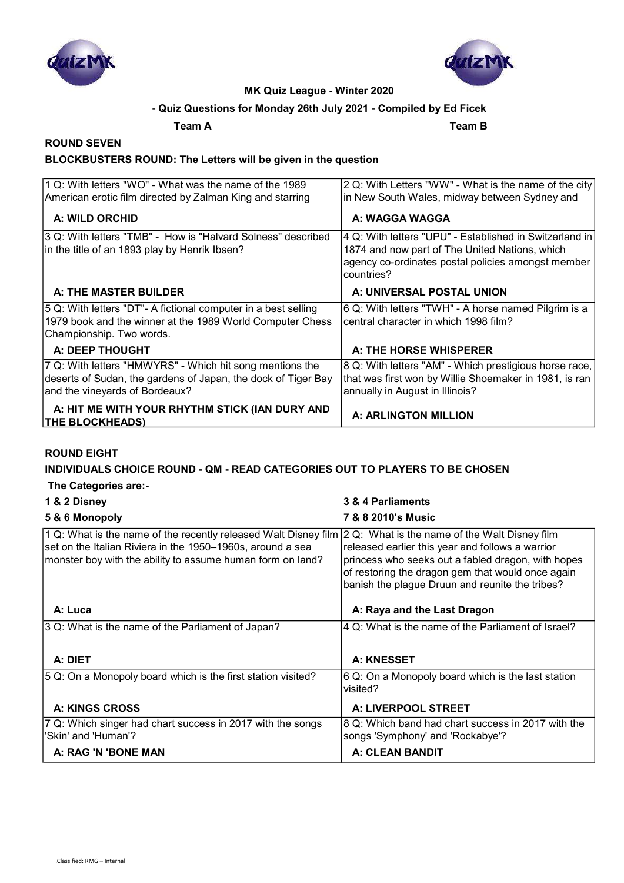**MK Quiz League - Winter 2020**

**- Quiz Questions for Monday 26th July 2021 - Compiled by Ed Ficek**

**Team A** **Team B**

## ROUND SEVEN

### BLOCKBUSTERS ROUND: The Letters will be given in the question

| Team A | Team B |
|---|---|
| 1 Q: With letters "WO" - What was the name of the 1989 American erotic film directed by Zalman King and starring | 2 Q: With Letters "WW" - What is the name of the city in New South Wales, midway between Sydney and |
| **A: WILD ORCHID** | **A: WAGGA WAGGA** |
| 3 Q: With letters "TMB" - How is "Halvard Solness" described in the title of an 1893 play by Henrik Ibsen? | 4 Q: With letters "UPU" - Established in Switzerland in 1874 and now part of The United Nations, which agency co-ordinates postal policies amongst member countries? |
| **A: THE MASTER BUILDER** | **A: UNIVERSAL POSTAL UNION** |
| 5 Q: With letters "DT"- A fictional computer in a best selling 1979 book and the winner at the 1989 World Computer Chess Championship. Two words. | 6 Q: With letters "TWH" - A horse named Pilgrim is a central character in which 1998 film? |
| **A: DEEP THOUGHT** | **A: THE HORSE WHISPERER** |
| 7 Q: With letters "HMWYRS" - Which hit song mentions the deserts of Sudan, the gardens of Japan, the dock of Tiger Bay and the vineyards of Bordeaux? | 8 Q: With letters "AM" - Which prestigious horse race, that was first won by Willie Shoemaker in 1981, is ran annually in August in Illinois? |
| **A: HIT ME WITH YOUR RHYTHM STICK (IAN DURY AND THE BLOCKHEADS)** | **A: ARLINGTON MILLION** |

## ROUND EIGHT

### INDIVIDUALS CHOICE ROUND - QM - READ CATEGORIES OUT TO PLAYERS TO BE CHOSEN

**The Categories are:-**

**1 & 2 Disney**
**3 & 4 Parliaments**
**5 & 6 Monopoly**
**7 & 8 2010's Music**

| Team A | Team B |
|---|---|
| 1 Q: What is the name of the recently released Walt Disney film set on the Italian Riviera in the 1950–1960s, around a sea monster boy with the ability to assume human form on land? | 2 Q: What is the name of the Walt Disney film released earlier this year and follows a warrior princess who seeks out a fabled dragon, with hopes of restoring the dragon gem that would once again banish the plague Druun and reunite the tribes? |
| **A: Luca** | **A: Raya and the Last Dragon** |
| 3 Q: What is the name of the Parliament of Japan? | 4 Q: What is the name of the Parliament of Israel? |
| **A: DIET** | **A: KNESSET** |
| 5 Q: On a Monopoly board which is the first station visited? | 6 Q: On a Monopoly board which is the last station visited? |
| **A: KINGS CROSS** | **A: LIVERPOOL STREET** |
| 7 Q: Which singer had chart success in 2017 with the songs 'Skin' and 'Human'? | 8 Q: Which band had chart success in 2017 with the songs 'Symphony' and 'Rockabye'? |
| **A: RAG 'N 'BONE MAN** | **A: CLEAN BANDIT** |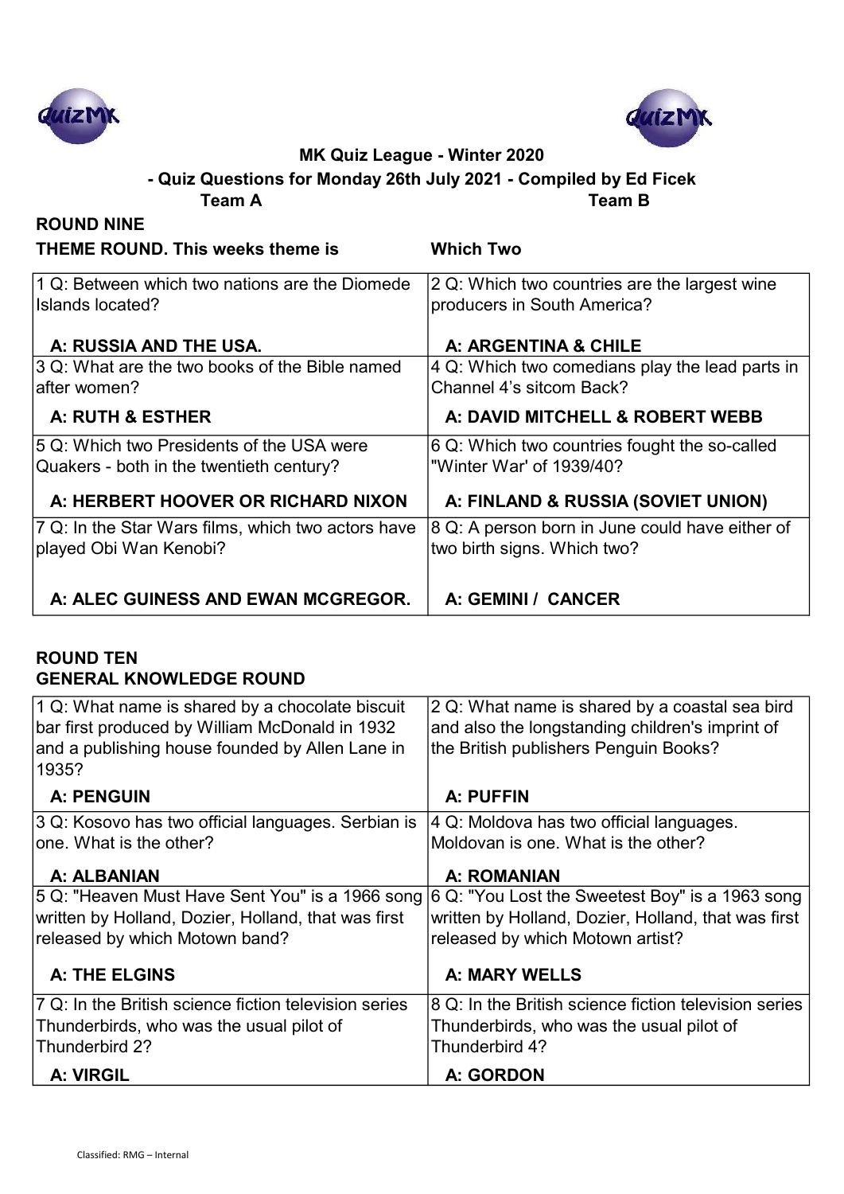## MK Quiz League - Winter 2020

### - Quiz Questions for Monday 26th July 2021 - Compiled by Ed Ficek

**Team A** **Team B**

**ROUND NINE**

**THEME ROUND. This weeks theme is** **Which Two**

| Team A | Team B |
|---|---|
| 1 Q: Between which two nations are the Diomede Islands located?<br><br>**A: RUSSIA AND THE USA.** | 2 Q: Which two countries are the largest wine producers in South America?<br><br>**A: ARGENTINA & CHILE** |
| 3 Q: What are the two books of the Bible named after women?<br><br>**A: RUTH & ESTHER** | 4 Q: Which two comedians play the lead parts in Channel 4's sitcom Back?<br><br>**A: DAVID MITCHELL & ROBERT WEBB** |
| 5 Q: Which two Presidents of the USA were Quakers - both in the twentieth century?<br><br>**A: HERBERT HOOVER OR RICHARD NIXON** | 6 Q: Which two countries fought the so-called "Winter War' of 1939/40?<br><br>**A: FINLAND & RUSSIA (SOVIET UNION)** |
| 7 Q: In the Star Wars films, which two actors have played Obi Wan Kenobi?<br><br>**A: ALEC GUINESS AND EWAN MCGREGOR.** | 8 Q: A person born in June could have either of two birth signs. Which two?<br><br>**A: GEMINI / CANCER** |

**ROUND TEN**
**GENERAL KNOWLEDGE ROUND**

| Team A | Team B |
|---|---|
| 1 Q: What name is shared by a chocolate biscuit bar first produced by William McDonald in 1932 and a publishing house founded by Allen Lane in 1935?<br><br>**A: PENGUIN** | 2 Q: What name is shared by a coastal sea bird and also the longstanding children's imprint of the British publishers Penguin Books?<br><br>**A: PUFFIN** |
| 3 Q: Kosovo has two official languages. Serbian is one. What is the other?<br><br>**A: ALBANIAN** | 4 Q: Moldova has two official languages. Moldovan is one. What is the other?<br><br>**A: ROMANIAN** |
| 5 Q: "Heaven Must Have Sent You" is a 1966 song written by Holland, Dozier, Holland, that was first released by which Motown band?<br><br>**A: THE ELGINS** | 6 Q: "You Lost the Sweetest Boy" is a 1963 song written by Holland, Dozier, Holland, that was first released by which Motown artist?<br><br>**A: MARY WELLS** |
| 7 Q: In the British science fiction television series Thunderbirds, who was the usual pilot of Thunderbird 2?<br><br>**A: VIRGIL** | 8 Q: In the British science fiction television series Thunderbirds, who was the usual pilot of Thunderbird 4?<br><br>**A: GORDON** |

Classified: RMG – Internal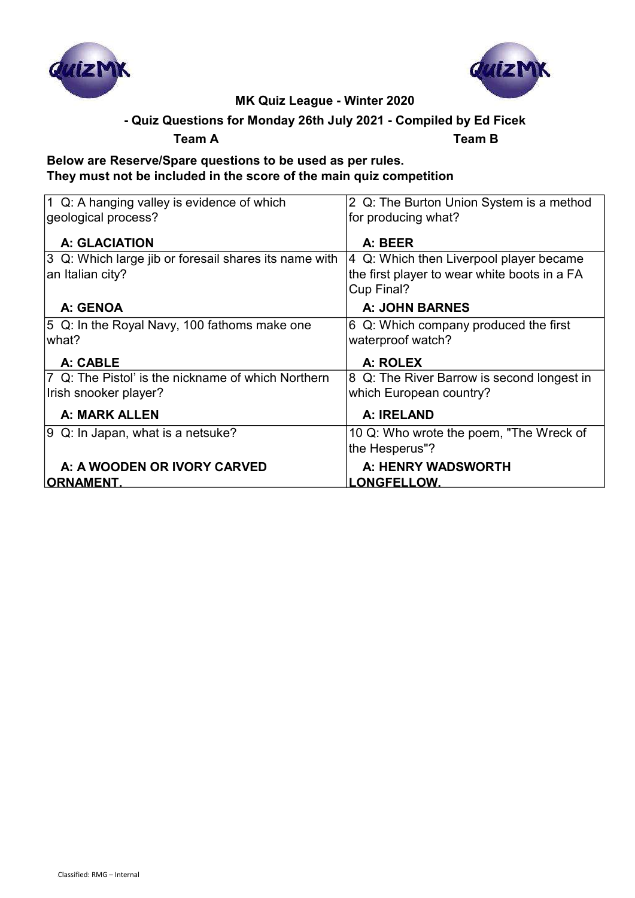**MK Quiz League - Winter 2020**

**- Quiz Questions for Monday 26th July 2021 - Compiled by Ed Ficek**

**Team A** **Team B**

**Below are Reserve/Spare questions to be used as per rules.**
**They must not be included in the score of the main quiz competition**

| | |
|---|---|
| 1 Q: A hanging valley is evidence of which geological process?<br><br>**A: GLACIATION** | 2 Q: The Burton Union System is a method for producing what?<br><br>**A: BEER** |
| 3 Q: Which large jib or foresail shares its name with an Italian city?<br><br>**A: GENOA** | 4 Q: Which then Liverpool player became the first player to wear white boots in a FA Cup Final?<br><br>**A: JOHN BARNES** |
| 5 Q: In the Royal Navy, 100 fathoms make one what?<br><br>**A: CABLE** | 6 Q: Which company produced the first waterproof watch?<br><br>**A: ROLEX** |
| 7 Q: The Pistol' is the nickname of which Northern Irish snooker player?<br><br>**A: MARK ALLEN** | 8 Q: The River Barrow is second longest in which European country?<br><br>**A: IRELAND** |
| 9 Q: In Japan, what is a netsuke?<br><br>**A: A WOODEN OR IVORY CARVED ORNAMENT.** | 10 Q: Who wrote the poem, "The Wreck of the Hesperus"?<br><br>**A: HENRY WADSWORTH LONGFELLOW.** |